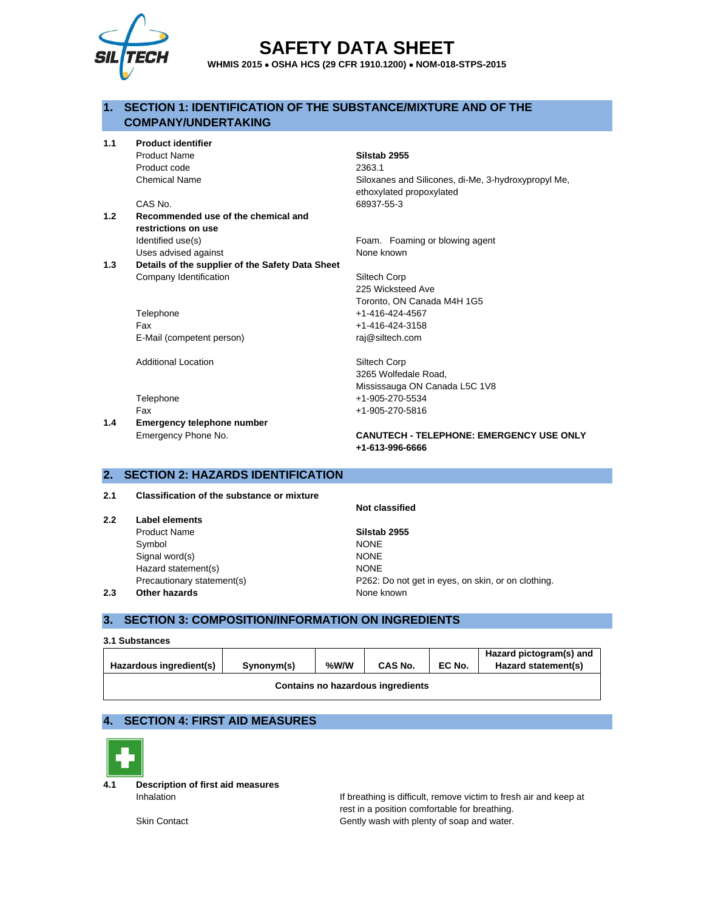# SAFETY DATA SHEET

**WHMIS 2015 • OSHA HCS (29 CFR 1910.1200) • NOM-018-STPS-2015**

## 1. SECTION 1: IDENTIFICATION OF THE SUBSTANCE/MIXTURE AND OF THE COMPANY/UNDERTAKING

**1.1 Product identifier**

| | |
|---|---|
| Product Name | **Silstab 2955** |
| Product code | 2363.1 |
| Chemical Name | Siloxanes and Silicones, di-Me, 3-hydroxypropyl Me, ethoxylated propoxylated |
| CAS No. | 68937-55-3 |

**1.2 Recommended use of the chemical and restrictions on use**

| | |
|---|---|
| Identified use(s) | Foam. Foaming or blowing agent |
| Uses advised against | None known |

**1.3 Details of the supplier of the Safety Data Sheet**

| | |
|---|---|
| Company Identification | Siltech Corp<br>225 Wicksteed Ave<br>Toronto, ON Canada M4H 1G5 |
| Telephone | +1-416-424-4567 |
| Fax | +1-416-424-3158 |
| E-Mail (competent person) | raj@siltech.com |
| Additional Location | Siltech Corp<br>3265 Wolfedale Road,<br>Mississauga ON Canada L5C 1V8 |
| Telephone | +1-905-270-5534 |
| Fax | +1-905-270-5816 |

**1.4 Emergency telephone number**

| | |
|---|---|
| Emergency Phone No. | **CANUTECH - TELEPHONE: EMERGENCY USE ONLY +1-613-996-6666** |

## 2. SECTION 2: HAZARDS IDENTIFICATION

**2.1 Classification of the substance or mixture**

**Not classified**

**2.2 Label elements**

| | |
|---|---|
| Product Name | **Silstab 2955** |
| Symbol | NONE |
| Signal word(s) | NONE |
| Hazard statement(s) | NONE |
| Precautionary statement(s) | P262: Do not get in eyes, on skin, or on clothing. |

**2.3 Other hazards** None known

## 3. SECTION 3: COMPOSITION/INFORMATION ON INGREDIENTS

**3.1 Substances**

| Hazardous ingredient(s) | Synonym(s) | %W/W | CAS No. | EC No. | Hazard pictogram(s) and Hazard statement(s) |
|---|---|---|---|---|---|
| **Contains no hazardous ingredients** | | | | | |

## 4. SECTION 4: FIRST AID MEASURES

**4.1 Description of first aid measures**

| | |
|---|---|
| Inhalation | If breathing is difficult, remove victim to fresh air and keep at rest in a position comfortable for breathing. |
| Skin Contact | Gently wash with plenty of soap and water. |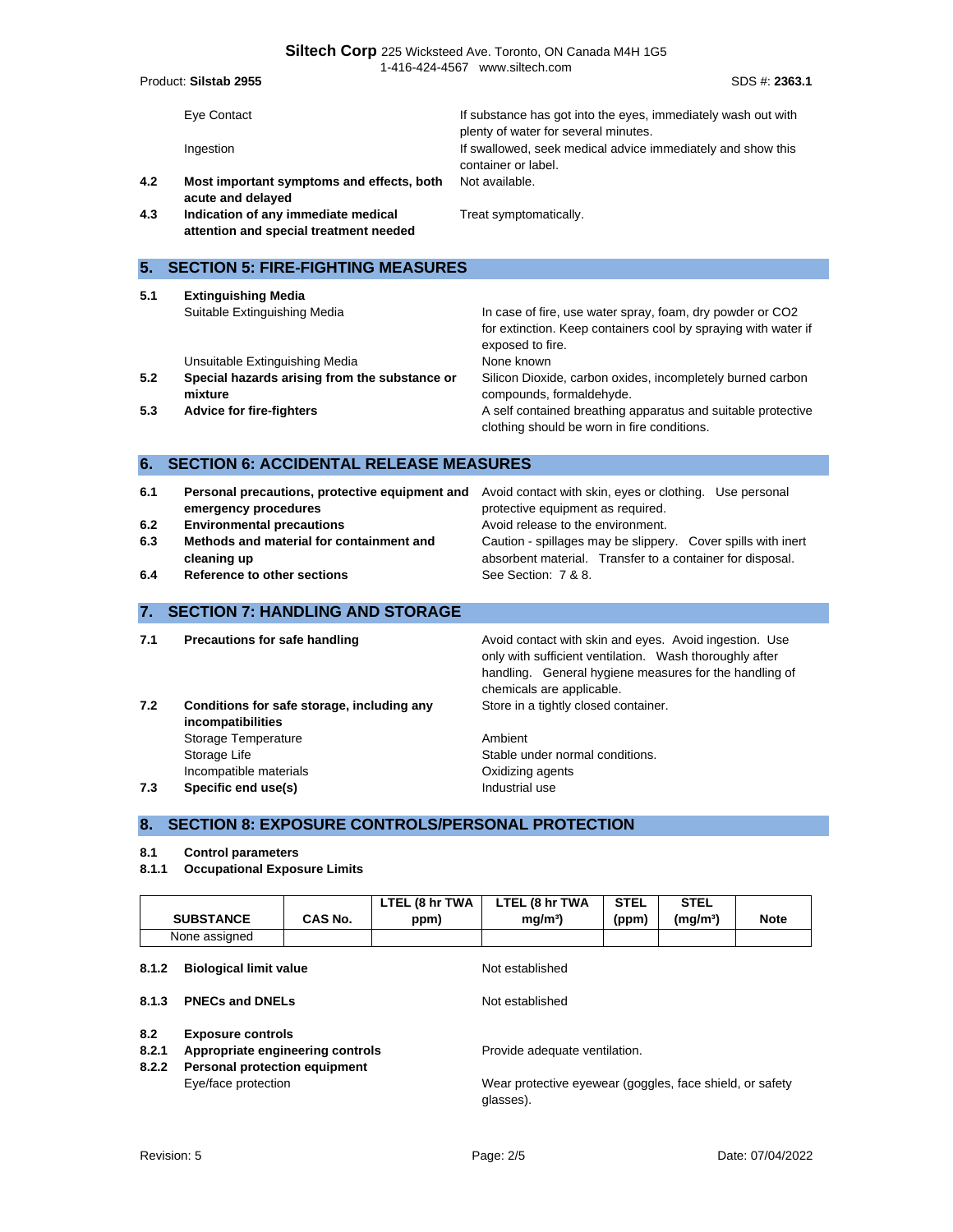| | | |
|---|---|---|
| | Eye Contact | If substance has got into the eyes, immediately wash out with plenty of water for several minutes. |
| | Ingestion | If swallowed, seek medical advice immediately and show this container or label. |
| **4.2** | **Most important symptoms and effects, both acute and delayed** | Not available. |
| **4.3** | **Indication of any immediate medical attention and special treatment needed** | Treat symptomatically. |

## 5. SECTION 5: FIRE-FIGHTING MEASURES

| | | |
|---|---|---|
| **5.1** | **Extinguishing Media** | |
| | Suitable Extinguishing Media | In case of fire, use water spray, foam, dry powder or CO2 for extinction. Keep containers cool by spraying with water if exposed to fire. |
| | Unsuitable Extinguishing Media | None known |
| **5.2** | **Special hazards arising from the substance or mixture** | Silicon Dioxide, carbon oxides, incompletely burned carbon compounds, formaldehyde. |
| **5.3** | **Advice for fire-fighters** | A self contained breathing apparatus and suitable protective clothing should be worn in fire conditions. |

## 6. SECTION 6: ACCIDENTAL RELEASE MEASURES

| | | |
|---|---|---|
| **6.1** | **Personal precautions, protective equipment and emergency procedures** | Avoid contact with skin, eyes or clothing. Use personal protective equipment as required. |
| **6.2** | **Environmental precautions** | Avoid release to the environment. |
| **6.3** | **Methods and material for containment and cleaning up** | Caution - spillages may be slippery. Cover spills with inert absorbent material. Transfer to a container for disposal. |
| **6.4** | **Reference to other sections** | See Section: 7 & 8. |

## 7. SECTION 7: HANDLING AND STORAGE

| | | |
|---|---|---|
| **7.1** | **Precautions for safe handling** | Avoid contact with skin and eyes. Avoid ingestion. Use only with sufficient ventilation. Wash thoroughly after handling. General hygiene measures for the handling of chemicals are applicable. |
| **7.2** | **Conditions for safe storage, including any incompatibilities** | Store in a tightly closed container. |
| | Storage Temperature | Ambient |
| | Storage Life | Stable under normal conditions. |
| | Incompatible materials | Oxidizing agents |
| **7.3** | **Specific end use(s)** | Industrial use |

## 8. SECTION 8: EXPOSURE CONTROLS/PERSONAL PROTECTION

**8.1 Control parameters**

**8.1.1 Occupational Exposure Limits**

| SUBSTANCE | CAS No. | LTEL (8 hr TWA ppm) | LTEL (8 hr TWA mg/m³) | STEL (ppm) | STEL (mg/m³) | Note |
|---|---|---|---|---|---|---|
| None assigned | | | | | | |

| | | |
|---|---|---|
| **8.1.2** | **Biological limit value** | Not established |
| **8.1.3** | **PNECs and DNELs** | Not established |
| **8.2** | **Exposure controls** | |
| **8.2.1** | **Appropriate engineering controls** | Provide adequate ventilation. |
| **8.2.2** | **Personal protection equipment** | |
| | Eye/face protection | Wear protective eyewear (goggles, face shield, or safety glasses). |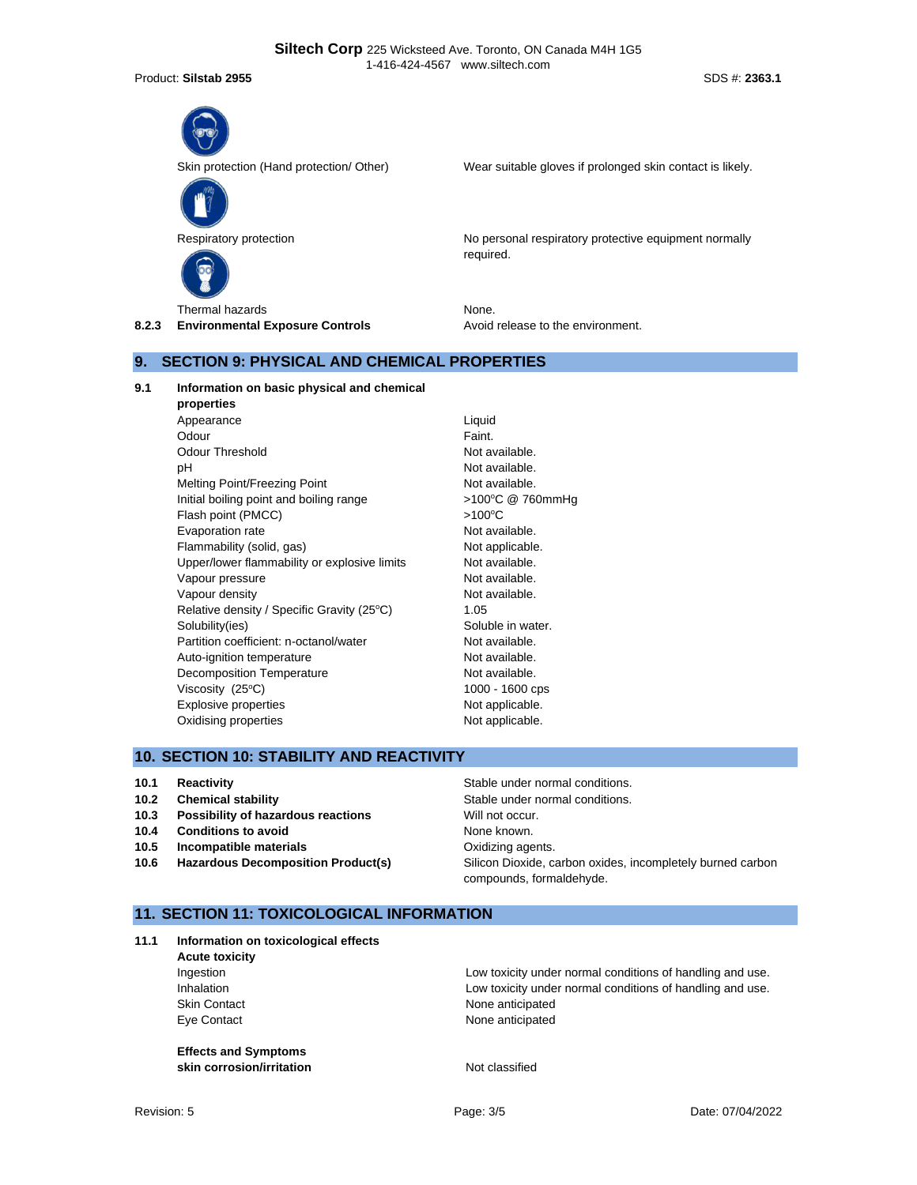| | |
|---|---|
| Skin protection (Hand protection/ Other) | Wear suitable gloves if prolonged skin contact is likely. |
| Respiratory protection | No personal respiratory protective equipment normally required. |
| Thermal hazards | None. |

**8.2.3 Environmental Exposure Controls** — Avoid release to the environment.

## 9. SECTION 9: PHYSICAL AND CHEMICAL PROPERTIES

**9.1 Information on basic physical and chemical properties**

| Property | Value |
|---|---|
| Appearance | Liquid |
| Odour | Faint. |
| Odour Threshold | Not available. |
| pH | Not available. |
| Melting Point/Freezing Point | Not available. |
| Initial boiling point and boiling range | >100°C @ 760mmHg |
| Flash point (PMCC) | >100°C |
| Evaporation rate | Not available. |
| Flammability (solid, gas) | Not applicable. |
| Upper/lower flammability or explosive limits | Not available. |
| Vapour pressure | Not available. |
| Vapour density | Not available. |
| Relative density / Specific Gravity (25°C) | 1.05 |
| Solubility(ies) | Soluble in water. |
| Partition coefficient: n-octanol/water | Not available. |
| Auto-ignition temperature | Not available. |
| Decomposition Temperature | Not available. |
| Viscosity (25°C) | 1000 - 1600 cps |
| Explosive properties | Not applicable. |
| Oxidising properties | Not applicable. |

## 10. SECTION 10: STABILITY AND REACTIVITY

| | | |
|---|---|---|
| 10.1 | **Reactivity** | Stable under normal conditions. |
| 10.2 | **Chemical stability** | Stable under normal conditions. |
| 10.3 | **Possibility of hazardous reactions** | Will not occur. |
| 10.4 | **Conditions to avoid** | None known. |
| 10.5 | **Incompatible materials** | Oxidizing agents. |
| 10.6 | **Hazardous Decomposition Product(s)** | Silicon Dioxide, carbon oxides, incompletely burned carbon compounds, formaldehyde. |

## 11. SECTION 11: TOXICOLOGICAL INFORMATION

**11.1 Information on toxicological effects**

**Acute toxicity**

| | |
|---|---|
| Ingestion | Low toxicity under normal conditions of handling and use. |
| Inhalation | Low toxicity under normal conditions of handling and use. |
| Skin Contact | None anticipated |
| Eye Contact | None anticipated |

**Effects and Symptoms**

**skin corrosion/irritation** — Not classified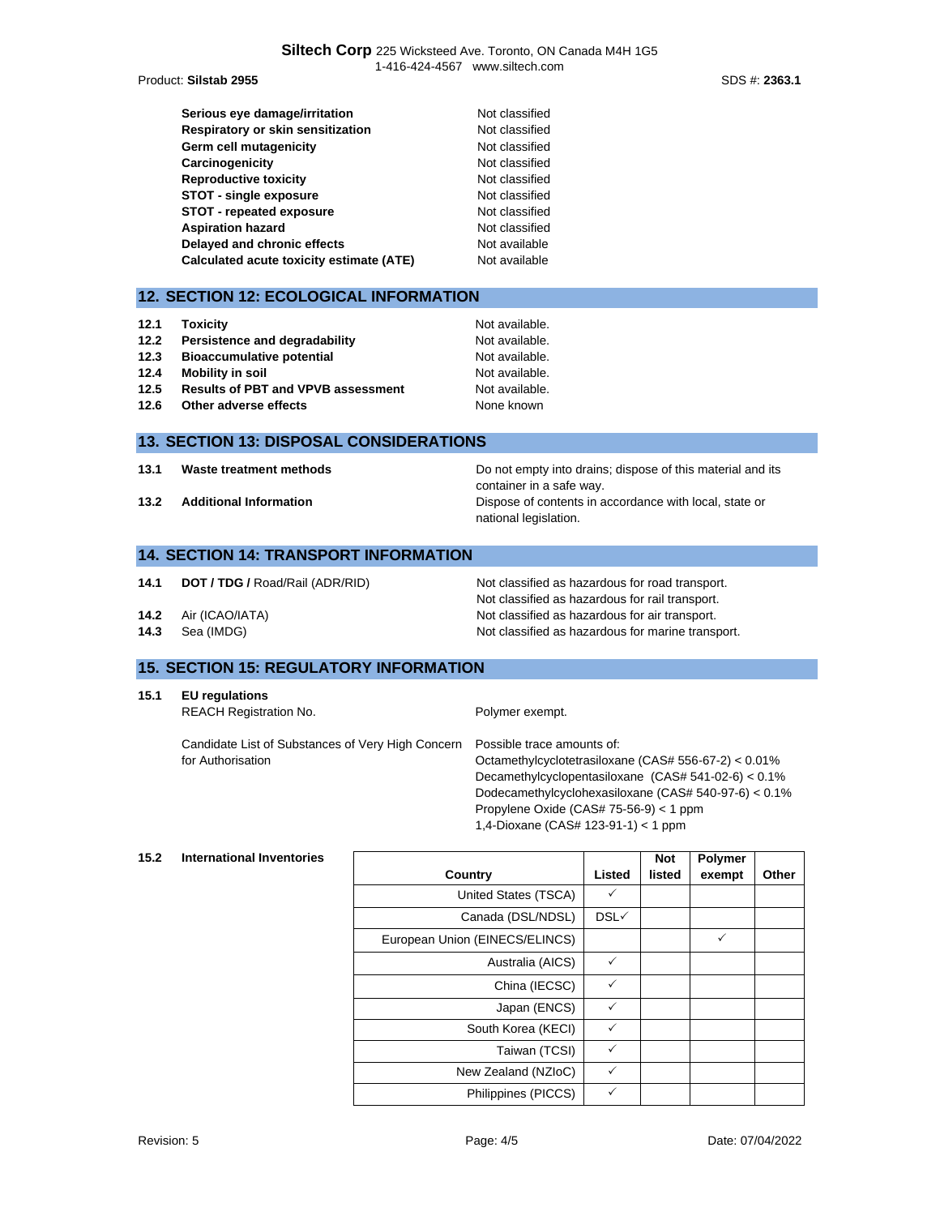| | |
|---|---|
| **Serious eye damage/irritation** | Not classified |
| **Respiratory or skin sensitization** | Not classified |
| **Germ cell mutagenicity** | Not classified |
| **Carcinogenicity** | Not classified |
| **Reproductive toxicity** | Not classified |
| **STOT - single exposure** | Not classified |
| **STOT - repeated exposure** | Not classified |
| **Aspiration hazard** | Not classified |
| **Delayed and chronic effects** | Not available |
| **Calculated acute toxicity estimate (ATE)** | Not available |

## 12. SECTION 12: ECOLOGICAL INFORMATION

| | | |
|---|---|---|
| **12.1** | **Toxicity** | Not available. |
| **12.2** | **Persistence and degradability** | Not available. |
| **12.3** | **Bioaccumulative potential** | Not available. |
| **12.4** | **Mobility in soil** | Not available. |
| **12.5** | **Results of PBT and VPVB assessment** | Not available. |
| **12.6** | **Other adverse effects** | None known |

## 13. SECTION 13: DISPOSAL CONSIDERATIONS

| | | |
|---|---|---|
| **13.1** | **Waste treatment methods** | Do not empty into drains; dispose of this material and its container in a safe way. |
| **13.2** | **Additional Information** | Dispose of contents in accordance with local, state or national legislation. |

## 14. SECTION 14: TRANSPORT INFORMATION

| | | |
|---|---|---|
| **14.1** | **DOT / TDG /** Road/Rail (ADR/RID) | Not classified as hazardous for road transport.<br>Not classified as hazardous for rail transport. |
| **14.2** | Air (ICAO/IATA) | Not classified as hazardous for air transport. |
| **14.3** | Sea (IMDG) | Not classified as hazardous for marine transport. |

## 15. SECTION 15: REGULATORY INFORMATION

**15.1 EU regulations**

| | |
|---|---|
| REACH Registration No. | Polymer exempt. |
| Candidate List of Substances of Very High Concern for Authorisation | Possible trace amounts of:<br>Octamethylcyclotetrasiloxane (CAS# 556-67-2) < 0.01%<br>Decamethylcyclopentasiloxane (CAS# 541-02-6) < 0.1%<br>Dodecamethylcyclohexasiloxane (CAS# 540-97-6) < 0.1%<br>Propylene Oxide (CAS# 75-56-9) < 1 ppm<br>1,4-Dioxane (CAS# 123-91-1) < 1 ppm |

**15.2 International Inventories**

| Country | Listed | Not listed | Polymer exempt | Other |
|---|---|---|---|---|
| United States (TSCA) | ✓ | | | |
| Canada (DSL/NDSL) | DSL✓ | | | |
| European Union (EINECS/ELINCS) | | | ✓ | |
| Australia (AICS) | ✓ | | | |
| China (IECSC) | ✓ | | | |
| Japan (ENCS) | ✓ | | | |
| South Korea (KECI) | ✓ | | | |
| Taiwan (TCSI) | ✓ | | | |
| New Zealand (NZIoC) | ✓ | | | |
| Philippines (PICCS) | ✓ | | | |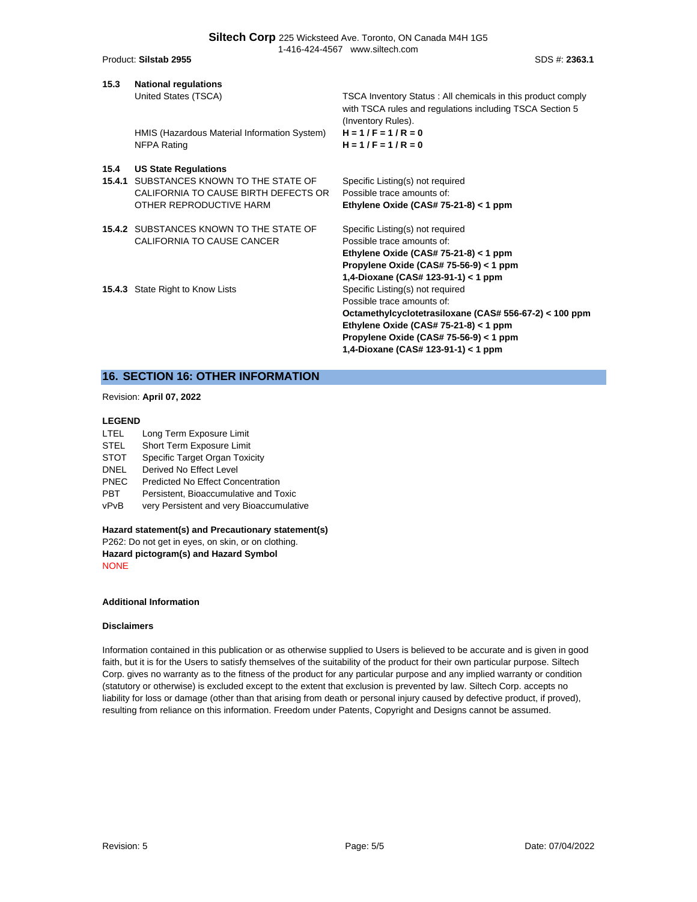**15.3 National regulations**

| | |
|---|---|
| United States (TSCA) | TSCA Inventory Status : All chemicals in this product comply with TSCA rules and regulations including TSCA Section 5 (Inventory Rules). |
| HMIS (Hazardous Material Information System) | **H = 1 / F = 1 / R = 0** |
| NFPA Rating | **H = 1 / F = 1 / R = 0** |

**15.4 US State Regulations**

| | |
|---|---|
| **15.4.1** SUBSTANCES KNOWN TO THE STATE OF CALIFORNIA TO CAUSE BIRTH DEFECTS OR OTHER REPRODUCTIVE HARM | Specific Listing(s) not required<br>Possible trace amounts of:<br>**Ethylene Oxide (CAS# 75-21-8) < 1 ppm** |
| **15.4.2** SUBSTANCES KNOWN TO THE STATE OF CALIFORNIA TO CAUSE CANCER | Specific Listing(s) not required<br>Possible trace amounts of:<br>**Ethylene Oxide (CAS# 75-21-8) < 1 ppm**<br>**Propylene Oxide (CAS# 75-56-9) < 1 ppm**<br>**1,4-Dioxane (CAS# 123-91-1) < 1 ppm** |
| **15.4.3** State Right to Know Lists | Specific Listing(s) not required<br>Possible trace amounts of:<br>**Octamethylcyclotetrasiloxane (CAS# 556-67-2) < 100 ppm**<br>**Ethylene Oxide (CAS# 75-21-8) < 1 ppm**<br>**Propylene Oxide (CAS# 75-56-9) < 1 ppm**<br>**1,4-Dioxane (CAS# 123-91-1) < 1 ppm** |

## 16. SECTION 16: OTHER INFORMATION

Revision: **April 07, 2022**

**LEGEND**

| | |
|---|---|
| LTEL | Long Term Exposure Limit |
| STEL | Short Term Exposure Limit |
| STOT | Specific Target Organ Toxicity |
| DNEL | Derived No Effect Level |
| PNEC | Predicted No Effect Concentration |
| PBT | Persistent, Bioaccumulative and Toxic |
| vPvB | very Persistent and very Bioaccumulative |

**Hazard statement(s) and Precautionary statement(s)**
P262: Do not get in eyes, on skin, or on clothing.
**Hazard pictogram(s) and Hazard Symbol**
NONE

**Additional Information**

**Disclaimers**

Information contained in this publication or as otherwise supplied to Users is believed to be accurate and is given in good faith, but it is for the Users to satisfy themselves of the suitability of the product for their own particular purpose. Siltech Corp. gives no warranty as to the fitness of the product for any particular purpose and any implied warranty or condition (statutory or otherwise) is excluded except to the extent that exclusion is prevented by law. Siltech Corp. accepts no liability for loss or damage (other than that arising from death or personal injury caused by defective product, if proved), resulting from reliance on this information. Freedom under Patents, Copyright and Designs cannot be assumed.